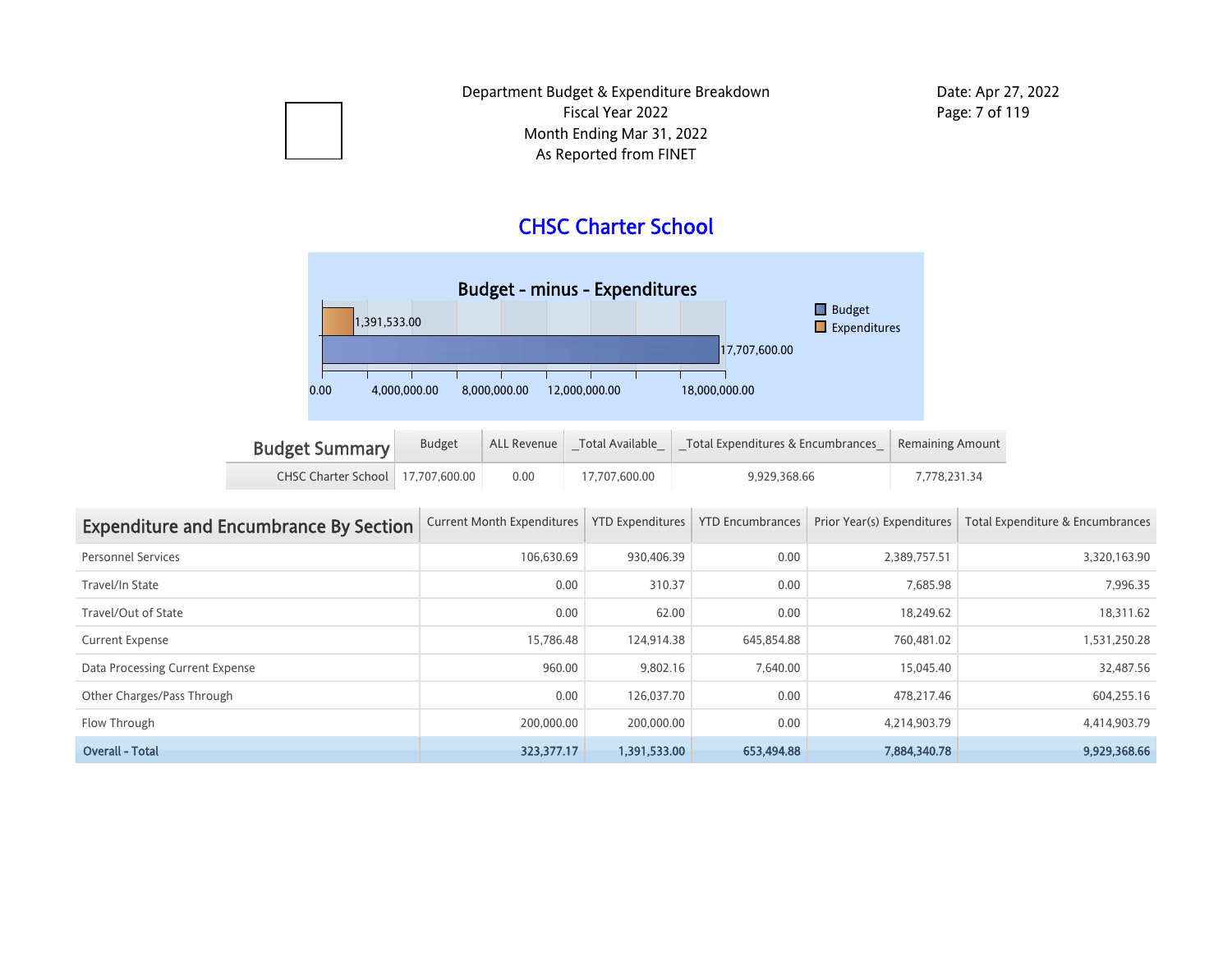Department Budget & Expenditure Breakdown
Fiscal Year 2022
Month Ending Mar 31, 2022
As Reported from FINET

Date: Apr 27, 2022

# CHSC Charter School

## Budget - minus - Expenditures

- Budget: 17,707,600.00
- Expenditures: 1,391,533.00

| Budget Summary | Budget | ALL Revenue | _Total Available_ | _Total Expenditures & Encumbrances_ | Remaining Amount |
|---|---|---|---|---|---|
| CHSC Charter School | 17,707,600.00 | 0.00 | 17,707,600.00 | 9,929,368.66 | 7,778,231.34 |

| Expenditure and Encumbrance By Section | Current Month Expenditures | YTD Expenditures | YTD Encumbrances | Prior Year(s) Expenditures | Total Expenditure & Encumbrances |
|---|---|---|---|---|---|
| Personnel Services | 106,630.69 | 930,406.39 | 0.00 | 2,389,757.51 | 3,320,163.90 |
| Travel/In State | 0.00 | 310.37 | 0.00 | 7,685.98 | 7,996.35 |
| Travel/Out of State | 0.00 | 62.00 | 0.00 | 18,249.62 | 18,311.62 |
| Current Expense | 15,786.48 | 124,914.38 | 645,854.88 | 760,481.02 | 1,531,250.28 |
| Data Processing Current Expense | 960.00 | 9,802.16 | 7,640.00 | 15,045.40 | 32,487.56 |
| Other Charges/Pass Through | 0.00 | 126,037.70 | 0.00 | 478,217.46 | 604,255.16 |
| Flow Through | 200,000.00 | 200,000.00 | 0.00 | 4,214,903.79 | 4,414,903.79 |
| **Overall - Total** | **323,377.17** | **1,391,533.00** | **653,494.88** | **7,884,340.78** | **9,929,368.66** |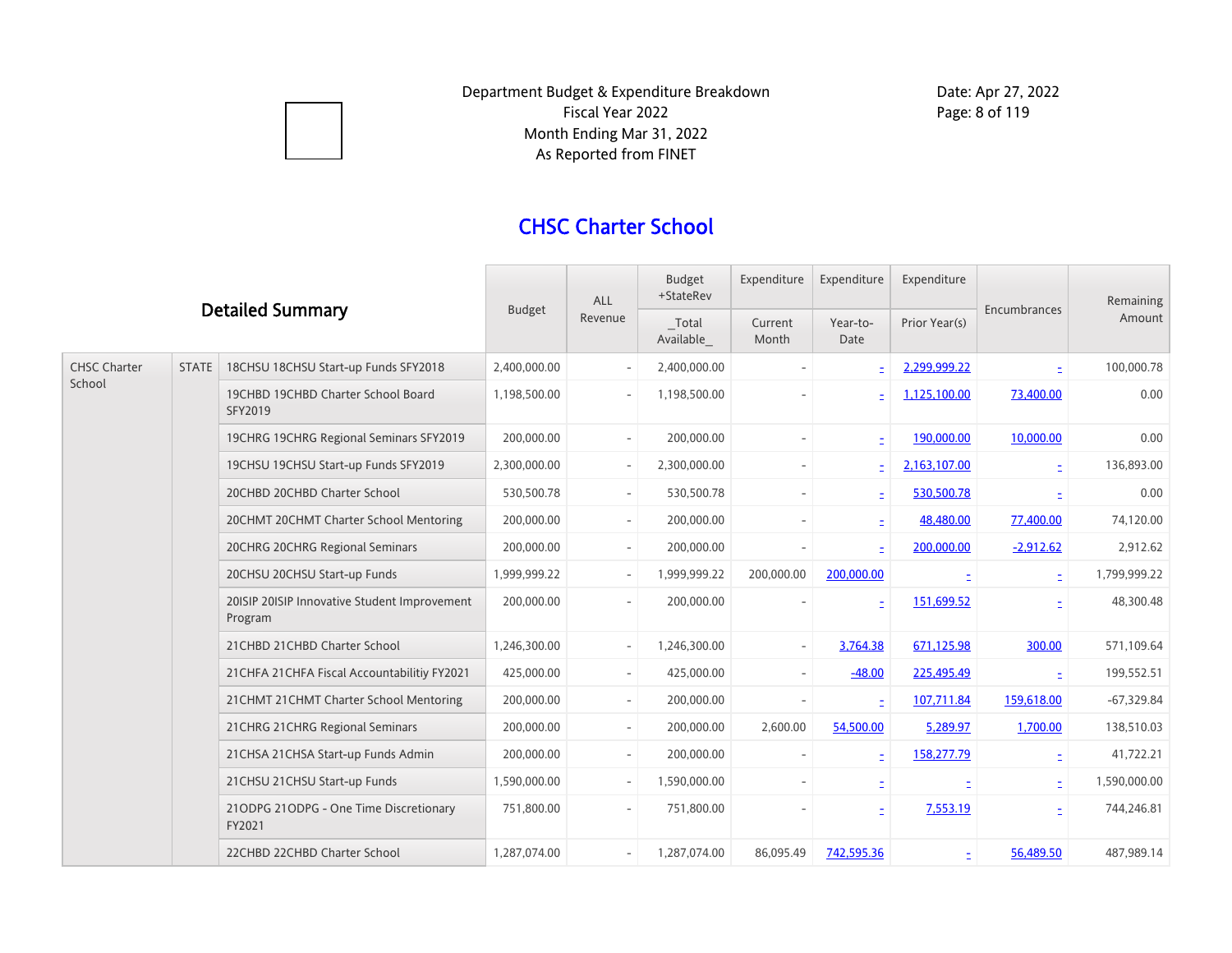Department Budget & Expenditure Breakdown
Fiscal Year 2022
Month Ending Mar 31, 2022
As Reported from FINET

Date: Apr 27, 2022

## CHSC Charter School

| Detailed Summary | | | Budget | ALL Revenue | Budget +StateRev _Total Available_ | Expenditure Current Month | Expenditure Year-to-Date | Expenditure Prior Year(s) | Encumbrances | Remaining Amount |
|---|---|---|---|---|---|---|---|---|---|---|
| CHSC Charter School | STATE | 18CHSU 18CHSU Start-up Funds SFY2018 | 2,400,000.00 | - | 2,400,000.00 | - | - | 2,299,999.22 | - | 100,000.78 |
| | | 19CHBD 19CHBD Charter School Board SFY2019 | 1,198,500.00 | - | 1,198,500.00 | - | - | 1,125,100.00 | 73,400.00 | 0.00 |
| | | 19CHRG 19CHRG Regional Seminars SFY2019 | 200,000.00 | - | 200,000.00 | - | - | 190,000.00 | 10,000.00 | 0.00 |
| | | 19CHSU 19CHSU Start-up Funds SFY2019 | 2,300,000.00 | - | 2,300,000.00 | - | - | 2,163,107.00 | - | 136,893.00 |
| | | 20CHBD 20CHBD Charter School | 530,500.78 | - | 530,500.78 | - | - | 530,500.78 | - | 0.00 |
| | | 20CHMT 20CHMT Charter School Mentoring | 200,000.00 | - | 200,000.00 | - | - | 48,480.00 | 77,400.00 | 74,120.00 |
| | | 20CHRG 20CHRG Regional Seminars | 200,000.00 | - | 200,000.00 | - | - | 200,000.00 | -2,912.62 | 2,912.62 |
| | | 20CHSU 20CHSU Start-up Funds | 1,999,999.22 | - | 1,999,999.22 | 200,000.00 | 200,000.00 | - | - | 1,799,999.22 |
| | | 20ISIP 20ISIP Innovative Student Improvement Program | 200,000.00 | - | 200,000.00 | - | - | 151,699.52 | - | 48,300.48 |
| | | 21CHBD 21CHBD Charter School | 1,246,300.00 | - | 1,246,300.00 | - | 3,764.38 | 671,125.98 | 300.00 | 571,109.64 |
| | | 21CHFA 21CHFA Fiscal Accountabilitiy FY2021 | 425,000.00 | - | 425,000.00 | - | -48.00 | 225,495.49 | - | 199,552.51 |
| | | 21CHMT 21CHMT Charter School Mentoring | 200,000.00 | - | 200,000.00 | - | - | 107,711.84 | 159,618.00 | -67,329.84 |
| | | 21CHRG 21CHRG Regional Seminars | 200,000.00 | - | 200,000.00 | 2,600.00 | 54,500.00 | 5,289.97 | 1,700.00 | 138,510.03 |
| | | 21CHSA 21CHSA Start-up Funds Admin | 200,000.00 | - | 200,000.00 | - | - | 158,277.79 | - | 41,722.21 |
| | | 21CHSU 21CHSU Start-up Funds | 1,590,000.00 | - | 1,590,000.00 | - | - | - | - | 1,590,000.00 |
| | | 21ODPG 21ODPG - One Time Discretionary FY2021 | 751,800.00 | - | 751,800.00 | - | - | 7,553.19 | - | 744,246.81 |
| | | 22CHBD 22CHBD Charter School | 1,287,074.00 | - | 1,287,074.00 | 86,095.49 | 742,595.36 | - | 56,489.50 | 487,989.14 |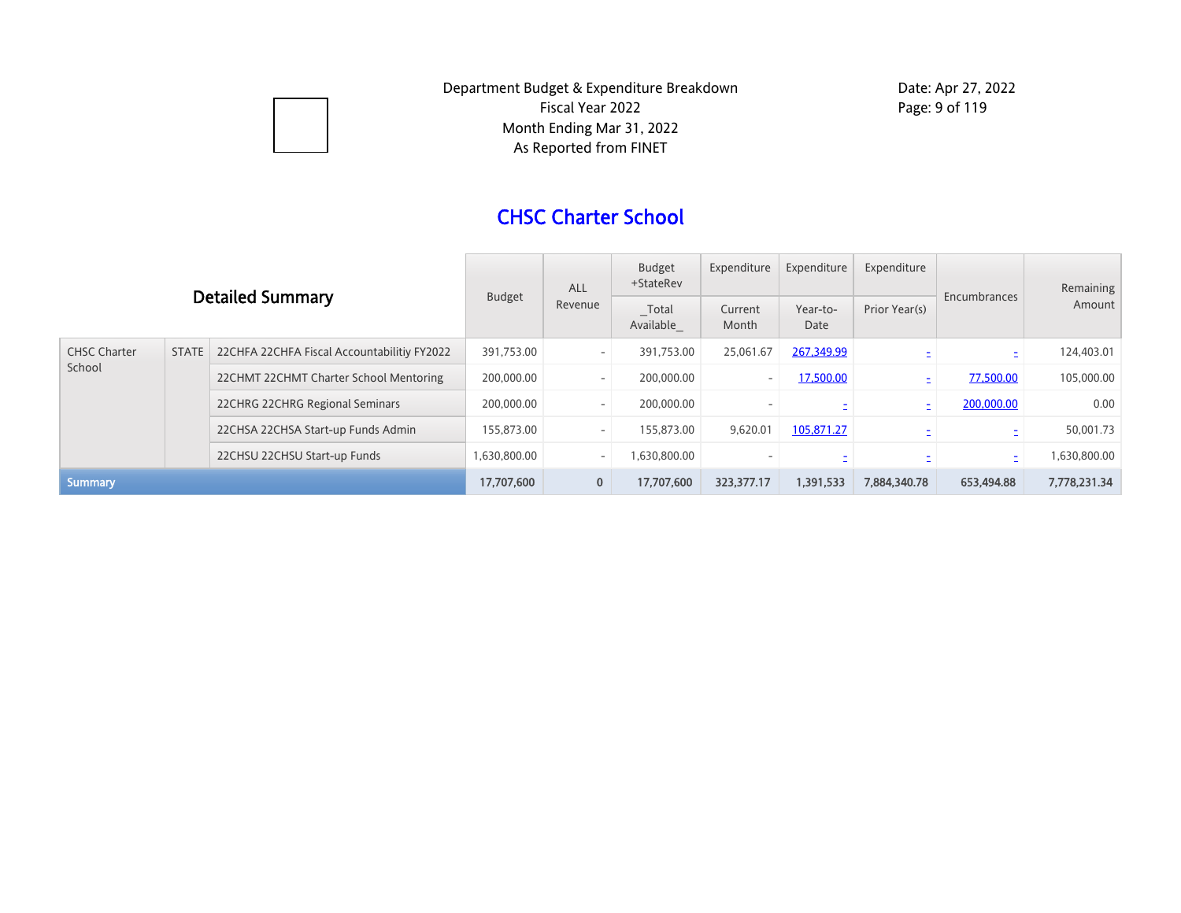Department Budget & Expenditure Breakdown
Fiscal Year 2022
Month Ending Mar 31, 2022
As Reported from FINET

Date: Apr 27, 2022

## CHSC Charter School

| Detailed Summary | | | Budget | ALL Revenue | Budget +StateRev | Expenditure | Expenditure | Expenditure | Encumbrances | Remaining Amount |
|---|---|---|---|---|---|---|---|---|---|---|
| | | | | | _Total Available_ | Current Month | Year-to-Date | Prior Year(s) | | |
| CHSC Charter School | STATE | 22CHFA 22CHFA Fiscal Accountabilitiy FY2022 | 391,753.00 | - | 391,753.00 | 25,061.67 | 267,349.99 | - | - | 124,403.01 |
| | | 22CHMT 22CHMT Charter School Mentoring | 200,000.00 | - | 200,000.00 | - | 17,500.00 | - | 77,500.00 | 105,000.00 |
| | | 22CHRG 22CHRG Regional Seminars | 200,000.00 | - | 200,000.00 | - | - | - | 200,000.00 | 0.00 |
| | | 22CHSA 22CHSA Start-up Funds Admin | 155,873.00 | - | 155,873.00 | 9,620.01 | 105,871.27 | - | - | 50,001.73 |
| | | 22CHSU 22CHSU Start-up Funds | 1,630,800.00 | - | 1,630,800.00 | - | - | - | - | 1,630,800.00 |
| **Summary** | | | **17,707,600** | **0** | **17,707,600** | **323,377.17** | **1,391,533** | **7,884,340.78** | **653,494.88** | **7,778,231.34** |